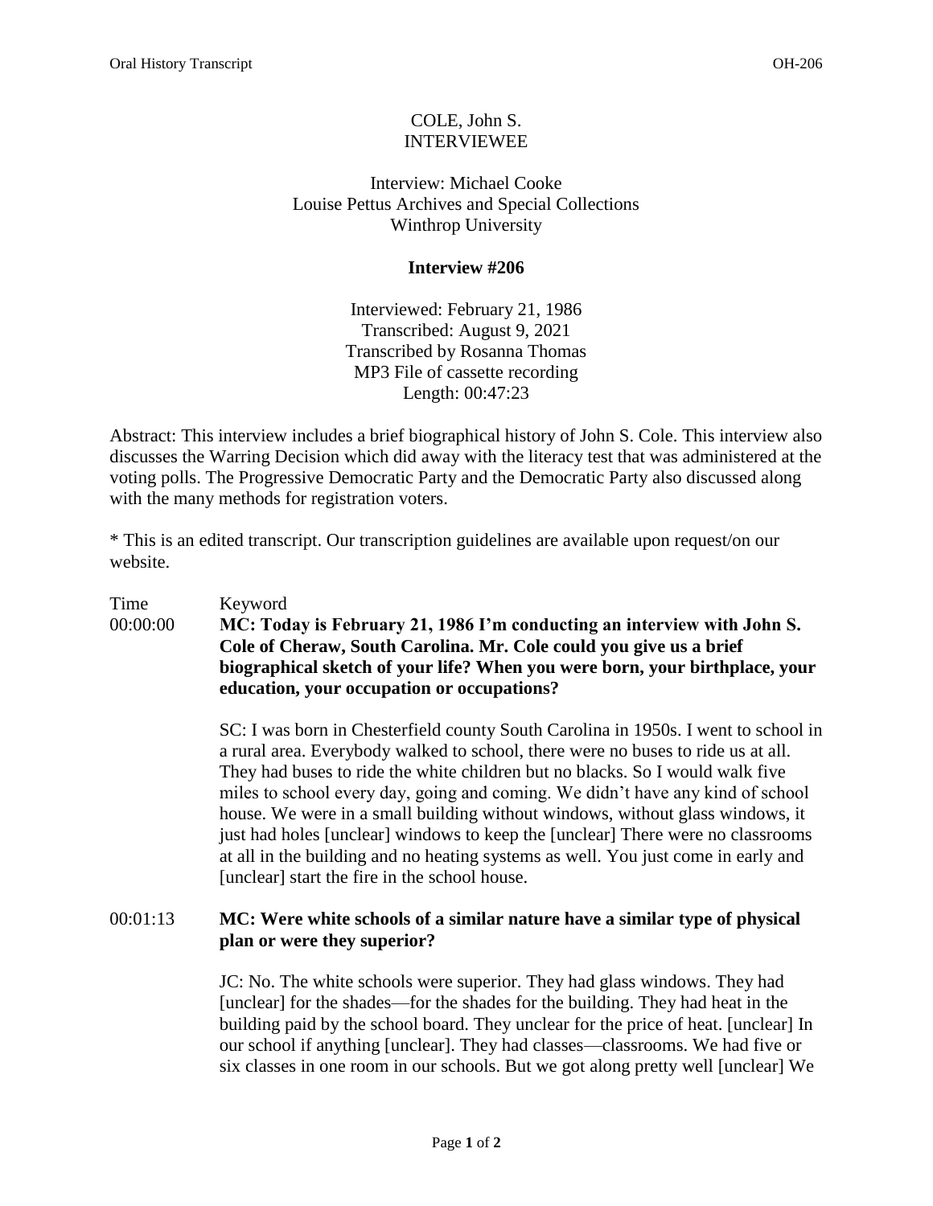COLE, John S.
INTERVIEWEE

Interview: Michael Cooke
Louise Pettus Archives and Special Collections
Winthrop University

**Interview #206**

Interviewed: February 21, 1986
Transcribed: August 9, 2021
Transcribed by Rosanna Thomas
MP3 File of cassette recording
Length: 00:47:23

Abstract: This interview includes a brief biographical history of John S. Cole. This interview also discusses the Warring Decision which did away with the literacy test that was administered at the voting polls. The Progressive Democratic Party and the Democratic Party also discussed along with the many methods for registration voters.

* This is an edited transcript. Our transcription guidelines are available upon request/on our website.

| Time | Keyword |
|---|---|
| 00:00:00 | **MC: Today is February 21, 1986 I'm conducting an interview with John S. Cole of Cheraw, South Carolina. Mr. Cole could you give us a brief biographical sketch of your life? When you were born, your birthplace, your education, your occupation or occupations?** |
| | SC: I was born in Chesterfield county South Carolina in 1950s. I went to school in a rural area. Everybody walked to school, there were no buses to ride us at all. They had buses to ride the white children but no blacks. So I would walk five miles to school every day, going and coming. We didn't have any kind of school house. We were in a small building without windows, without glass windows, it just had holes [unclear] windows to keep the [unclear] There were no classrooms at all in the building and no heating systems as well. You just come in early and [unclear] start the fire in the school house. |
| 00:01:13 | **MC: Were white schools of a similar nature have a similar type of physical plan or were they superior?** |
| | JC: No. The white schools were superior. They had glass windows. They had [unclear] for the shades—for the shades for the building. They had heat in the building paid by the school board. They unclear for the price of heat. [unclear] In our school if anything [unclear]. They had classes—classrooms. We had five or six classes in one room in our schools. But we got along pretty well [unclear] We |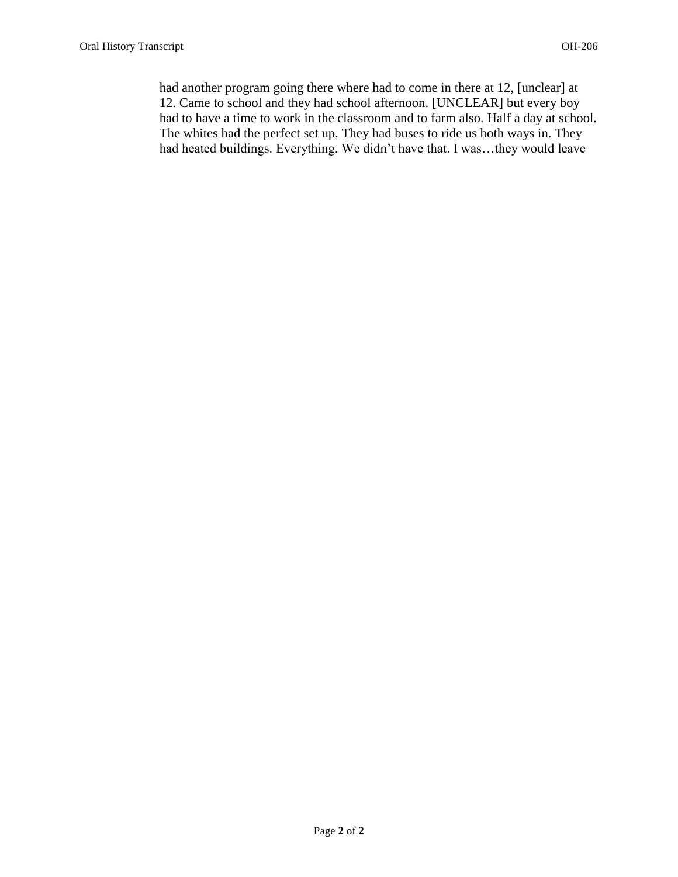had another program going there where had to come in there at 12, [unclear] at 12. Came to school and they had school afternoon. [UNCLEAR] but every boy had to have a time to work in the classroom and to farm also. Half a day at school. The whites had the perfect set up. They had buses to ride us both ways in. They had heated buildings. Everything. We didn't have that. I was…they would leave